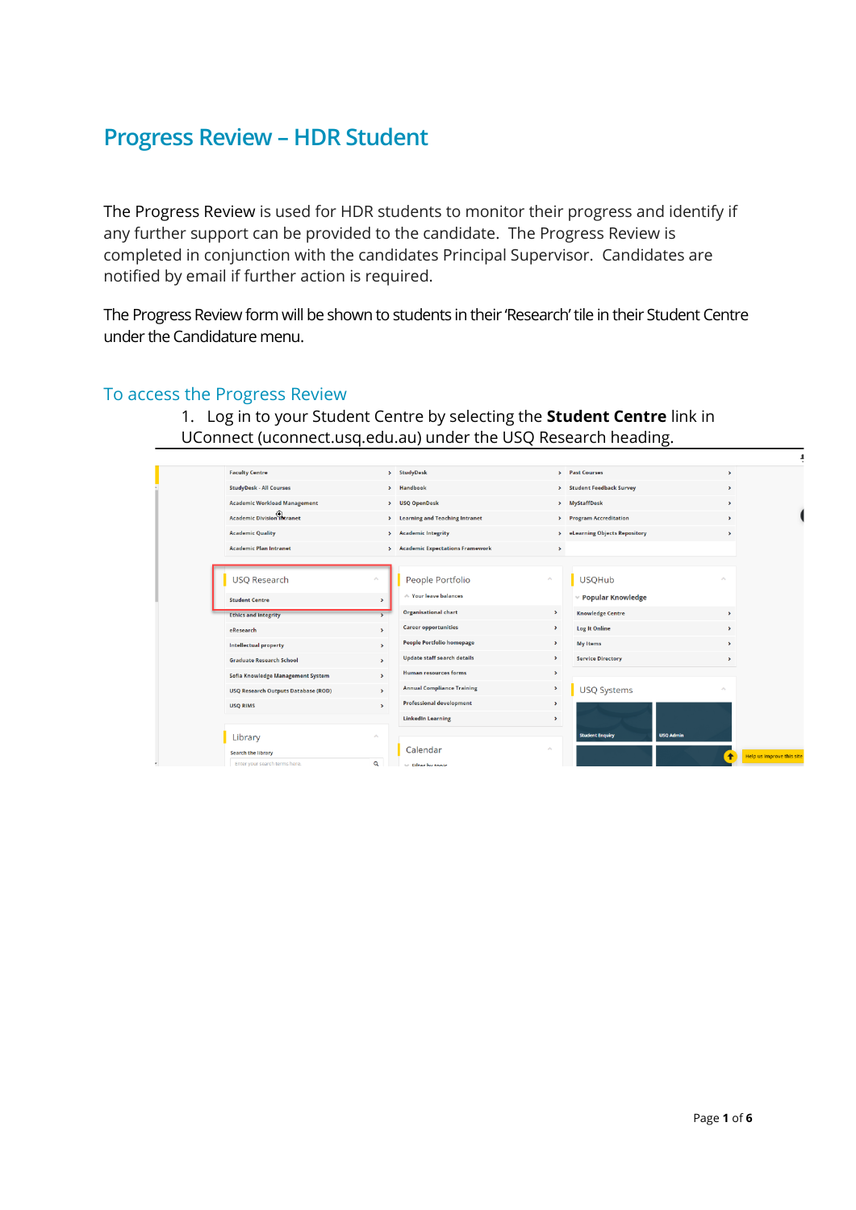# Progress Review – HDR Student

The Progress Review is used for HDR students to monitor their progress and identify if any further support can be provided to the candidate. The Progress Review is completed in conjunction with the candidates Principal Supervisor. Candidates are notified by email if further action is required.

The Progress Review form will be shown to students in their 'Research' tile in their Student Centre under the Candidature menu.

## To access the Progress Review

1. Log in to your Student Centre by selecting the **Student Centre** link in UConnect (uconnect.usq.edu.au) under the USQ Research heading.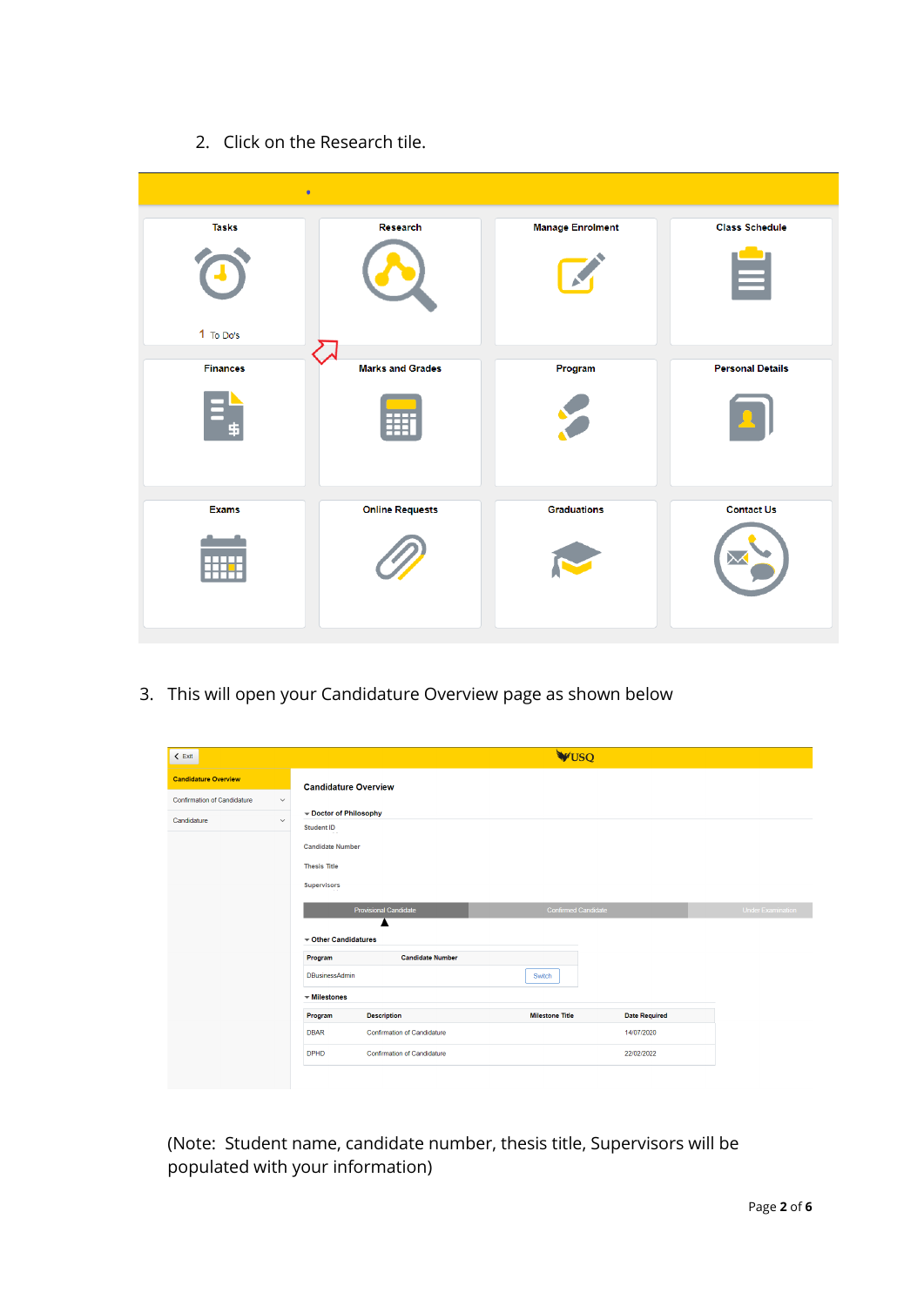2. Click on the Research tile.

3. This will open your Candidature Overview page as shown below

(Note: Student name, candidate number, thesis title, Supervisors will be populated with your information)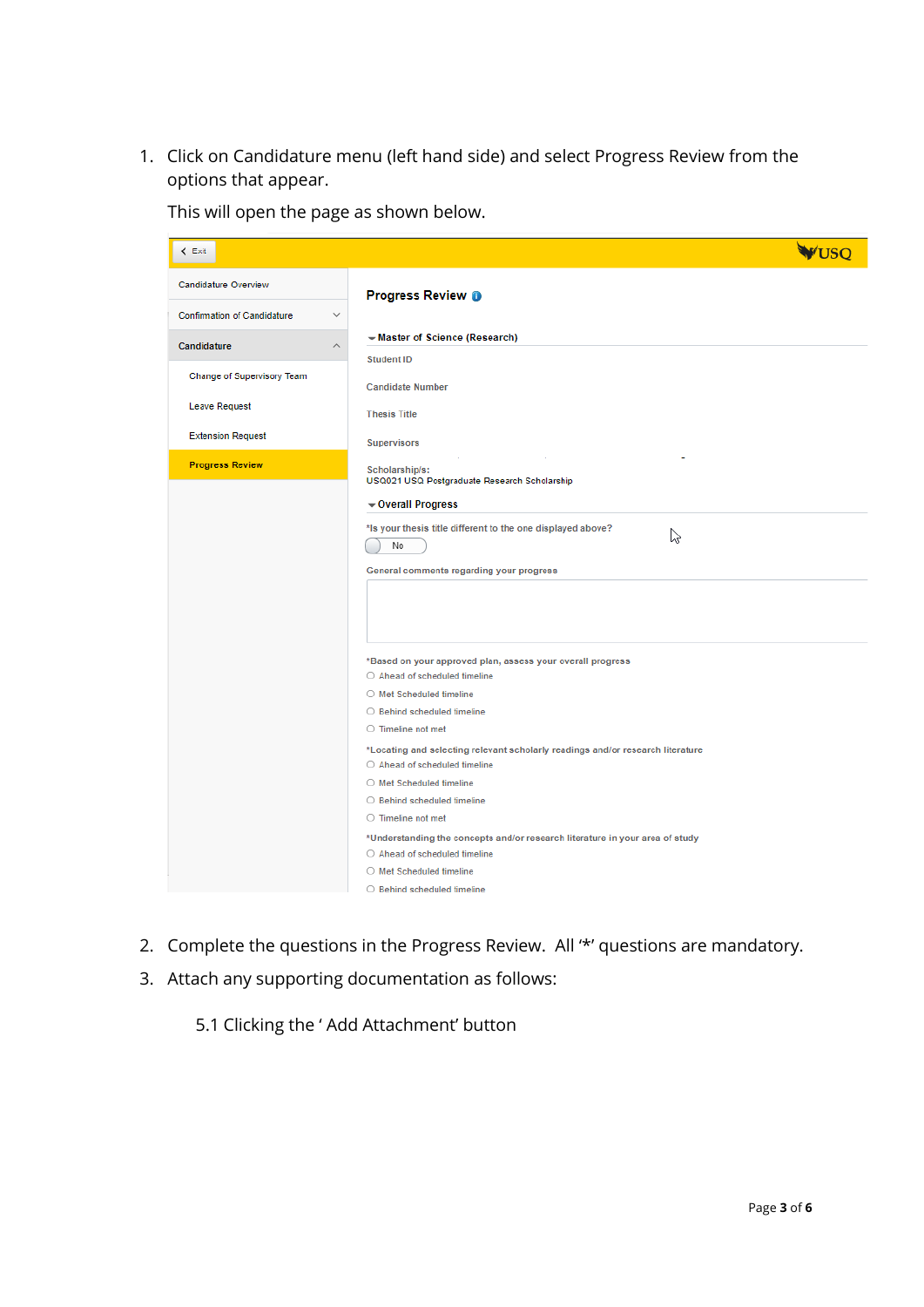1. Click on Candidature menu (left hand side) and select Progress Review from the options that appear.

   This will open the page as shown below.

2. Complete the questions in the Progress Review. All '*' questions are mandatory.
3. Attach any supporting documentation as follows:

   5.1 Clicking the ' Add Attachment' button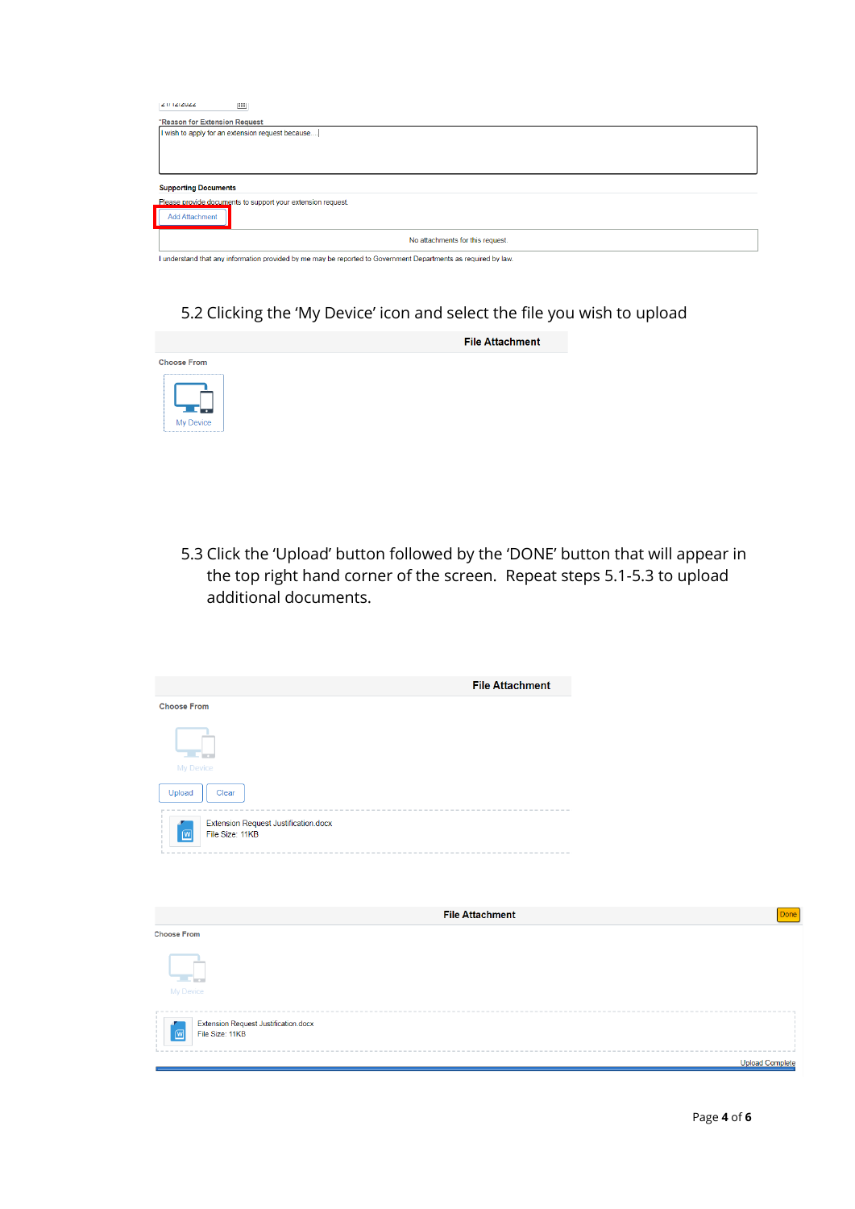21/12/2022

*Reason for Extension Request

I wish to apply for an extension request because....|

**Supporting Documents**

Please provide documents to support your extension request.

Add Attachment

No attachments for this request.

I understand that any information provided by me may be reported to Government Departments as required by law.

5.2 Clicking the 'My Device' icon and select the file you wish to upload

**File Attachment**

Choose From

My Device

5.3 Click the 'Upload' button followed by the 'DONE' button that will appear in the top right hand corner of the screen. Repeat steps 5.1-5.3 to upload additional documents.

**File Attachment**

Choose From

My Device

Upload Clear

Extension Request Justification.docx
File Size: 11KB

**File Attachment** Done

Choose From

My Device

Extension Request Justification.docx
File Size: 11KB

Upload Complete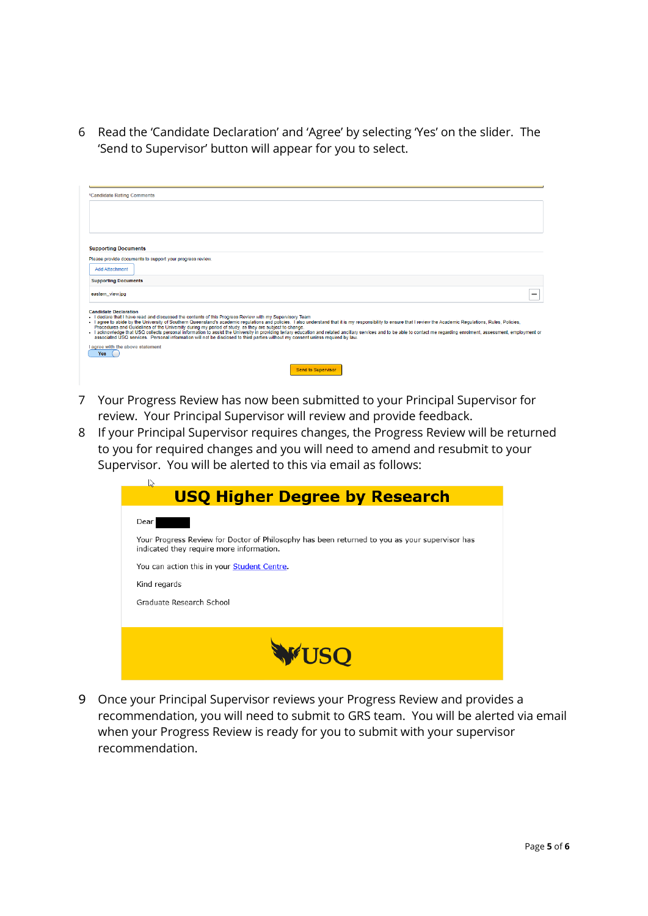6 Read the 'Candidate Declaration' and 'Agree' by selecting 'Yes' on the slider. The 'Send to Supervisor' button will appear for you to select.

*Candidate Rating Comments

**Supporting Documents**

Please provide documents to support your progress review.

Add Attachment

**Supporting Documents**

eastern_view.jpg

**Candidate Declaration**

- I declare that I have read and discussed the contents of this Progress Review with my Supervisory Team
- I agree to abide by the University of Southern Queensland's academic regulations and policies. I also understand that it is my responsibility to ensure that I review the Academic Regulations, Rules, Policies, Procedures and Guidelines of the University during my period of study, as they are subject to change.
- I acknowledge that USQ collects personal information to assist the University in providing tertiary education and related ancillary services and to be able to contact me regarding enrolment, assessment, employment or associated USQ services. Personal information will not be disclosed to third parties without my consent unless required by law.

I agree with the above statement

Yes

Send to Supervisor

7 Your Progress Review has now been submitted to your Principal Supervisor for review. Your Principal Supervisor will review and provide feedback.

8 If your Principal Supervisor requires changes, the Progress Review will be returned to you for required changes and you will need to amend and resubmit to your Supervisor. You will be alerted to this via email as follows:

**USQ Higher Degree by Research**

Dear

Your Progress Review for Doctor of Philosophy has been returned to you as your supervisor has indicated they require more information.

You can action this in your Student Centre.

Kind regards

Graduate Research School

USQ

9 Once your Principal Supervisor reviews your Progress Review and provides a recommendation, you will need to submit to GRS team. You will be alerted via email when your Progress Review is ready for you to submit with your supervisor recommendation.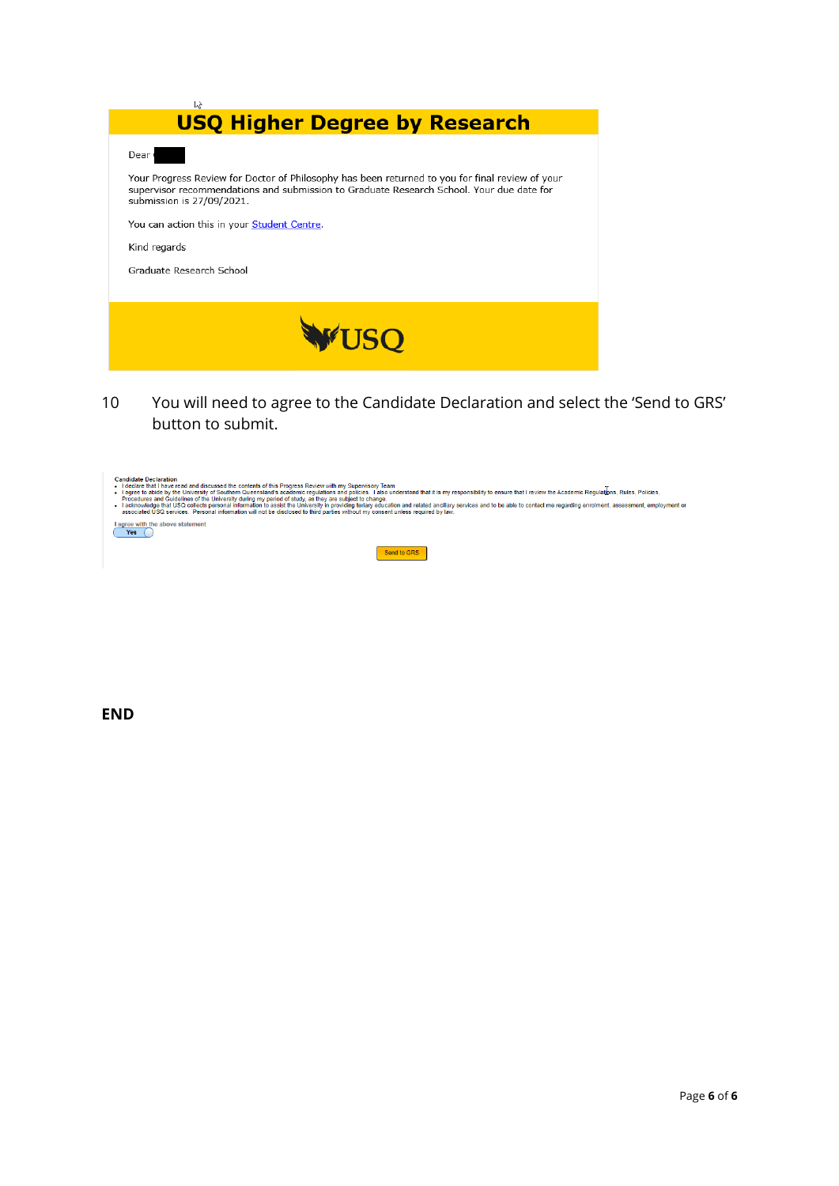# USQ Higher Degree by Research

Dear

Your Progress Review for Doctor of Philosophy has been returned to you for final review of your supervisor recommendations and submission to Graduate Research School. Your due date for submission is 27/09/2021.

You can action this in your Student Centre.

Kind regards

Graduate Research School

USQ

10 You will need to agree to the Candidate Declaration and select the 'Send to GRS' button to submit.

Candidate Declaration

- I declare that I have read and discussed the contents of this Progress Review with my Supervisory Team
- I agree to abide by the University of Southern Queensland's academic regulations and policies. I also understand that it is my responsibility to ensure that I review the Academic Regulations, Rules, Policies, Procedures and Guidelines of the University during my period of study, as they are subject to change.
- I acknowledge that USQ collects personal information to assist the University in providing tertiary education and related ancillary services and to be able to contact me regarding enrolment, assessment, employment or associated USQ services. Personal information will not be disclosed to third parties without my consent unless required by law.

I agree with the above statement

Yes

Send to GRS

**END**